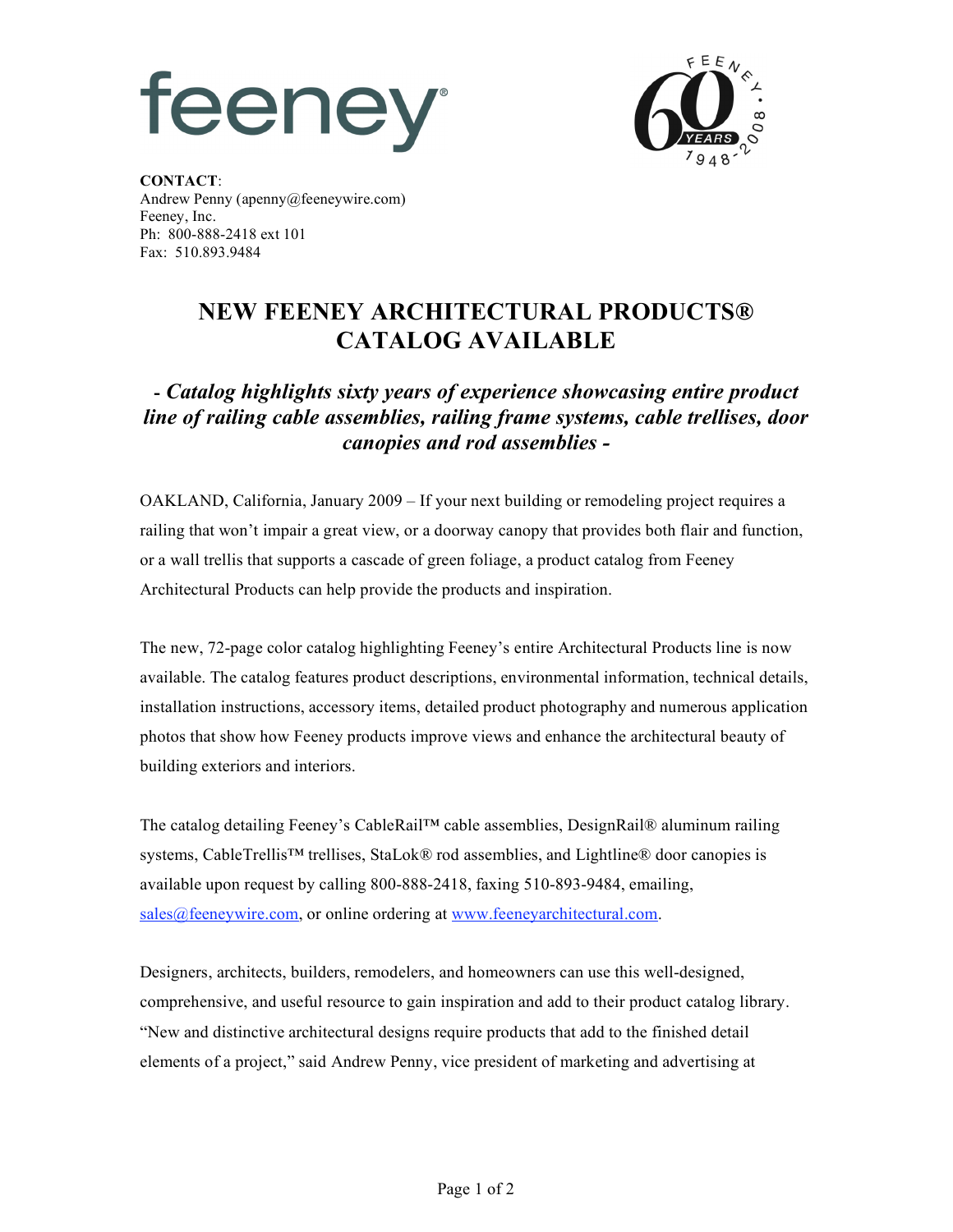feeney®

FEENEY • 60 YEARS • 1948-2008

**CONTACT**:
Andrew Penny (apenny@feeneywire.com)
Feeney, Inc.
Ph: 800-888-2418 ext 101
Fax: 510.893.9484

# NEW FEENEY ARCHITECTURAL PRODUCTS® CATALOG AVAILABLE

## *- Catalog highlights sixty years of experience showcasing entire product line of railing cable assemblies, railing frame systems, cable trellises, door canopies and rod assemblies -*

OAKLAND, California, January 2009 – If your next building or remodeling project requires a railing that won't impair a great view, or a doorway canopy that provides both flair and function, or a wall trellis that supports a cascade of green foliage, a product catalog from Feeney Architectural Products can help provide the products and inspiration.

The new, 72-page color catalog highlighting Feeney's entire Architectural Products line is now available. The catalog features product descriptions, environmental information, technical details, installation instructions, accessory items, detailed product photography and numerous application photos that show how Feeney products improve views and enhance the architectural beauty of building exteriors and interiors.

The catalog detailing Feeney's CableRail™ cable assemblies, DesignRail® aluminum railing systems, CableTrellis™ trellises, StaLok® rod assemblies, and Lightline® door canopies is available upon request by calling 800-888-2418, faxing 510-893-9484, emailing, sales@feeneywire.com, or online ordering at www.feeneyarchitectural.com.

Designers, architects, builders, remodelers, and homeowners can use this well-designed, comprehensive, and useful resource to gain inspiration and add to their product catalog library. "New and distinctive architectural designs require products that add to the finished detail elements of a project," said Andrew Penny, vice president of marketing and advertising at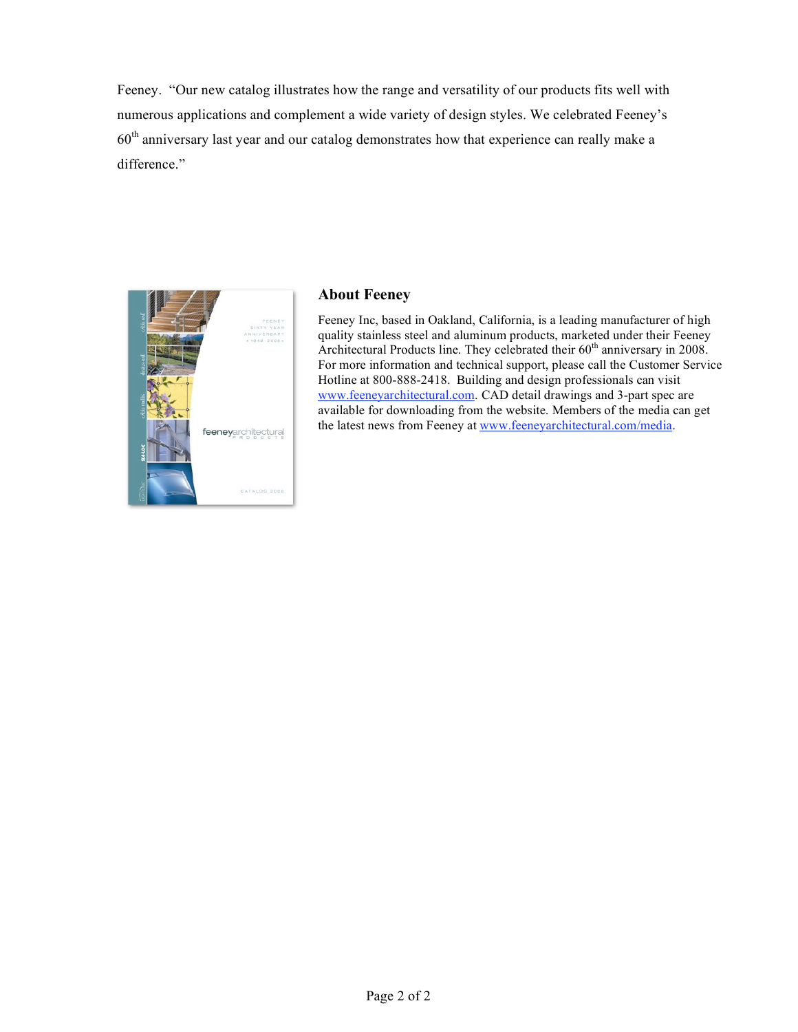Feeney. "Our new catalog illustrates how the range and versatility of our products fits well with numerous applications and complement a wide variety of design styles. We celebrated Feeney's 60th anniversary last year and our catalog demonstrates how that experience can really make a difference."

### About Feeney

Feeney Inc, based in Oakland, California, is a leading manufacturer of high quality stainless steel and aluminum products, marketed under their Feeney Architectural Products line. They celebrated their 60th anniversary in 2008. For more information and technical support, please call the Customer Service Hotline at 800-888-2418. Building and design professionals can visit www.feeneyarchitectural.com. CAD detail drawings and 3-part spec are available for downloading from the website. Members of the media can get the latest news from Feeney at www.feeneyarchitectural.com/media.